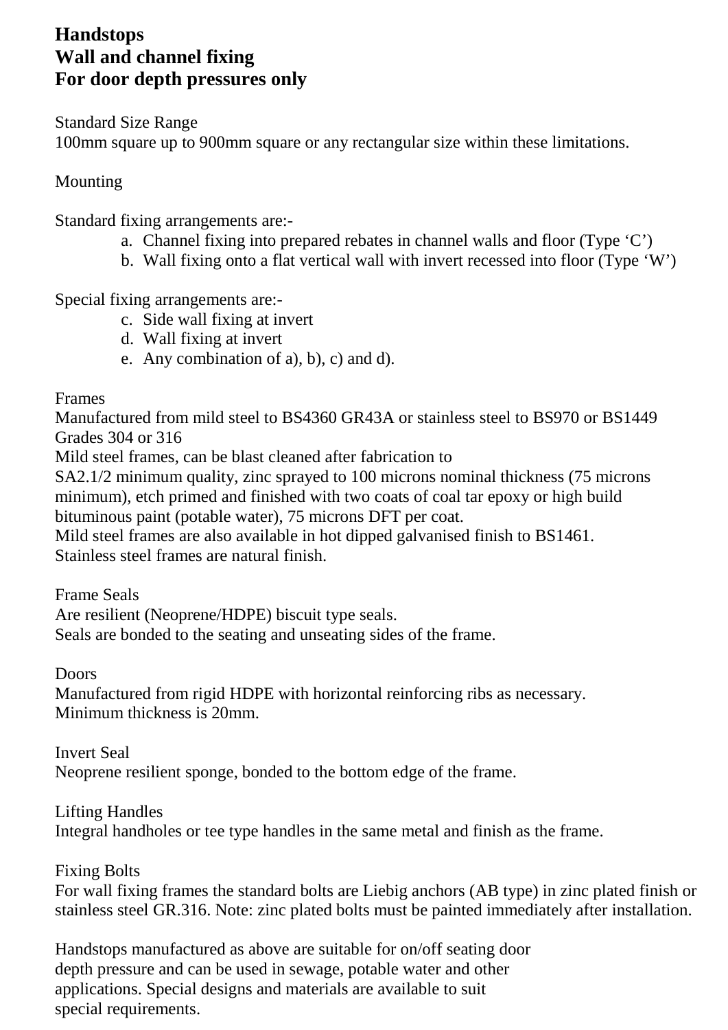# Handstops
# Wall and channel fixing
# For door depth pressures only

Standard Size Range
100mm square up to 900mm square or any rectangular size within these limitations.

Mounting

Standard fixing arrangements are:-

a. Channel fixing into prepared rebates in channel walls and floor (Type ‘C’)
b. Wall fixing onto a flat vertical wall with invert recessed into floor (Type ‘W’)

Special fixing arrangements are:-

c. Side wall fixing at invert
d. Wall fixing at invert
e. Any combination of a), b), c) and d).

Frames
Manufactured from mild steel to BS4360 GR43A or stainless steel to BS970 or BS1449 Grades 304 or 316
Mild steel frames, can be blast cleaned after fabrication to
SA2.1/2 minimum quality, zinc sprayed to 100 microns nominal thickness (75 microns minimum), etch primed and finished with two coats of coal tar epoxy or high build bituminous paint (potable water), 75 microns DFT per coat.
Mild steel frames are also available in hot dipped galvanised finish to BS1461.
Stainless steel frames are natural finish.

Frame Seals
Are resilient (Neoprene/HDPE) biscuit type seals.
Seals are bonded to the seating and unseating sides of the frame.

Doors
Manufactured from rigid HDPE with horizontal reinforcing ribs as necessary.
Minimum thickness is 20mm.

Invert Seal
Neoprene resilient sponge, bonded to the bottom edge of the frame.

Lifting Handles
Integral handholes or tee type handles in the same metal and finish as the frame.

Fixing Bolts
For wall fixing frames the standard bolts are Liebig anchors (AB type) in zinc plated finish or stainless steel GR.316. Note: zinc plated bolts must be painted immediately after installation.

Handstops manufactured as above are suitable for on/off seating door depth pressure and can be used in sewage, potable water and other applications. Special designs and materials are available to suit special requirements.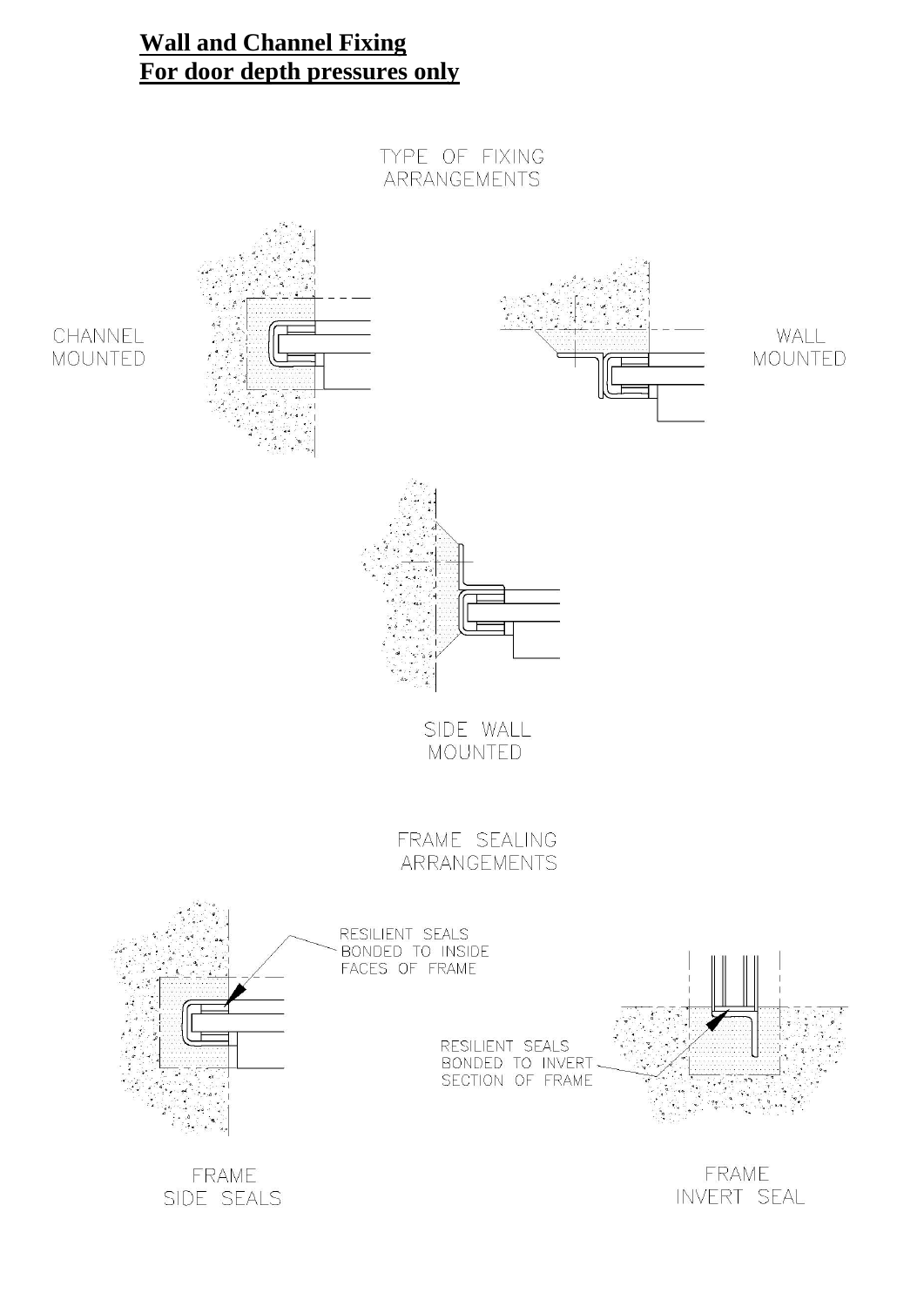**Wall and Channel Fixing**
**For door depth pressures only**

TYPE OF FIXING
ARRANGEMENTS

CHANNEL
MOUNTED

WALL
MOUNTED

SIDE WALL
MOUNTED

FRAME SEALING
ARRANGEMENTS

RESILIENT SEALS
BONDED TO INSIDE
FACES OF FRAME

RESILIENT SEALS
BONDED TO INVERT
SECTION OF FRAME

FRAME
SIDE SEALS

FRAME
INVERT SEAL